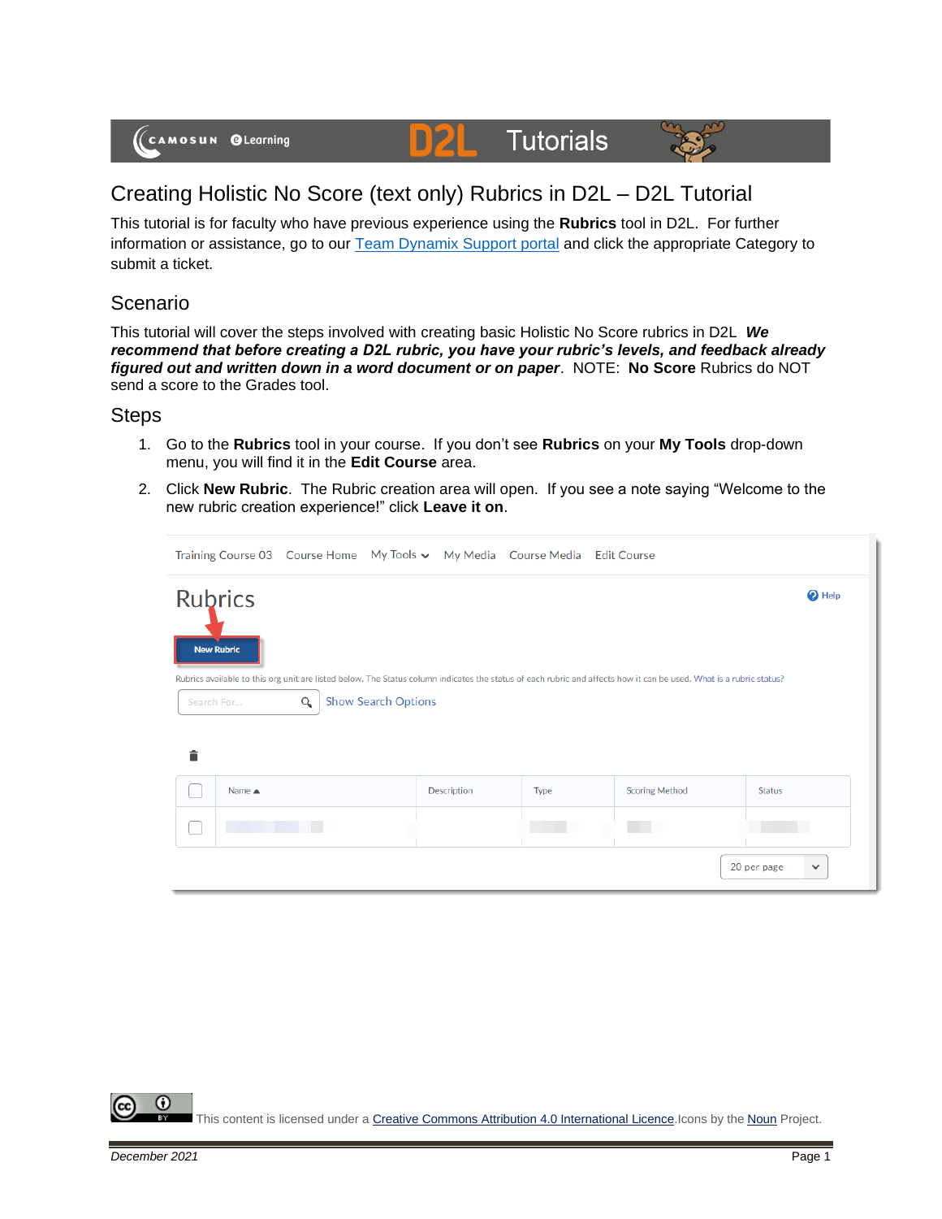# Creating Holistic No Score (text only) Rubrics in D2L – D2L Tutorial

This tutorial is for faculty who have previous experience using the **Rubrics** tool in D2L. For further information or assistance, go to our [Team Dynamix Support portal](#) and click the appropriate Category to submit a ticket.

## Scenario

This tutorial will cover the steps involved with creating basic Holistic No Score rubrics in D2L **_We recommend that before creating a D2L rubric, you have your rubric's levels, and feedback already figured out and written down in a word document or on paper_**. NOTE: **No Score** Rubrics do NOT send a score to the Grades tool.

## Steps

1. Go to the **Rubrics** tool in your course. If you don't see **Rubrics** on your **My Tools** drop-down menu, you will find it in the **Edit Course** area.
2. Click **New Rubric**. The Rubric creation area will open. If you see a note saying "Welcome to the new rubric creation experience!" click **Leave it on**.

This content is licensed under a [Creative Commons Attribution 4.0 International Licence](#). Icons by the [Noun](#) Project.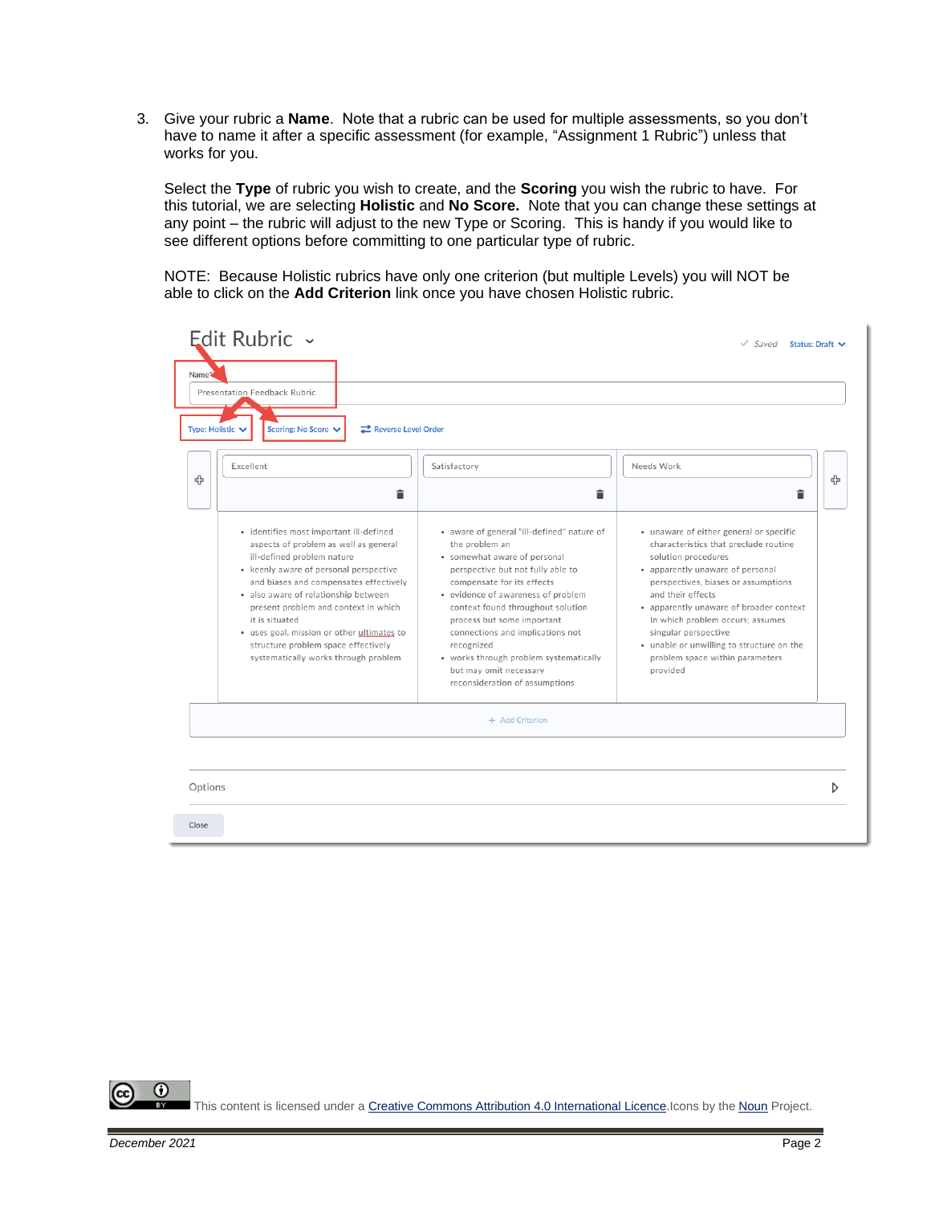3. Give your rubric a **Name**. Note that a rubric can be used for multiple assessments, so you don't have to name it after a specific assessment (for example, "Assignment 1 Rubric") unless that works for you.

   Select the **Type** of rubric you wish to create, and the **Scoring** you wish the rubric to have. For this tutorial, we are selecting **Holistic** and **No Score.** Note that you can change these settings at any point – the rubric will adjust to the new Type or Scoring. This is handy if you would like to see different options before committing to one particular type of rubric.

   NOTE: Because Holistic rubrics have only one criterion (but multiple Levels) you will NOT be able to click on the **Add Criterion** link once you have chosen Holistic rubric.

Edit Rubric

Saved Status: Draft

Name*

Presentation Feedback Rubric

Type: Holistic | Scoring: No Score | Reverse Level Order

| Excellent | Satisfactory | Needs Work |
|---|---|---|
| • identifies most important ill-defined aspects of problem as well as general ill-defined problem nature<br>• keenly aware of personal perspective and biases and compensates effectively<br>• also aware of relationship between present problem and context in which it is situated<br>• uses goal, mission or other ultimates to structure problem space effectively systematically works through problem | • aware of general "ill-defined" nature of the problem an<br>• somewhat aware of personal perspective but not fully able to compensate for its effects<br>• evidence of awareness of problem context found throughout solution process but some important connections and implications not recognized<br>• works through problem systematically but may omit necessary reconsideration of assumptions | • unaware of either general or specific characteristics that preclude routine solution procedures<br>• apparently unaware of personal perspectives, biases or assumptions and their effects<br>• apparently unaware of broader context in which problem occurs; assumes singular perspective<br>• unable or unwilling to structure on the problem space within parameters provided |

+ Add Criterion

Options

Close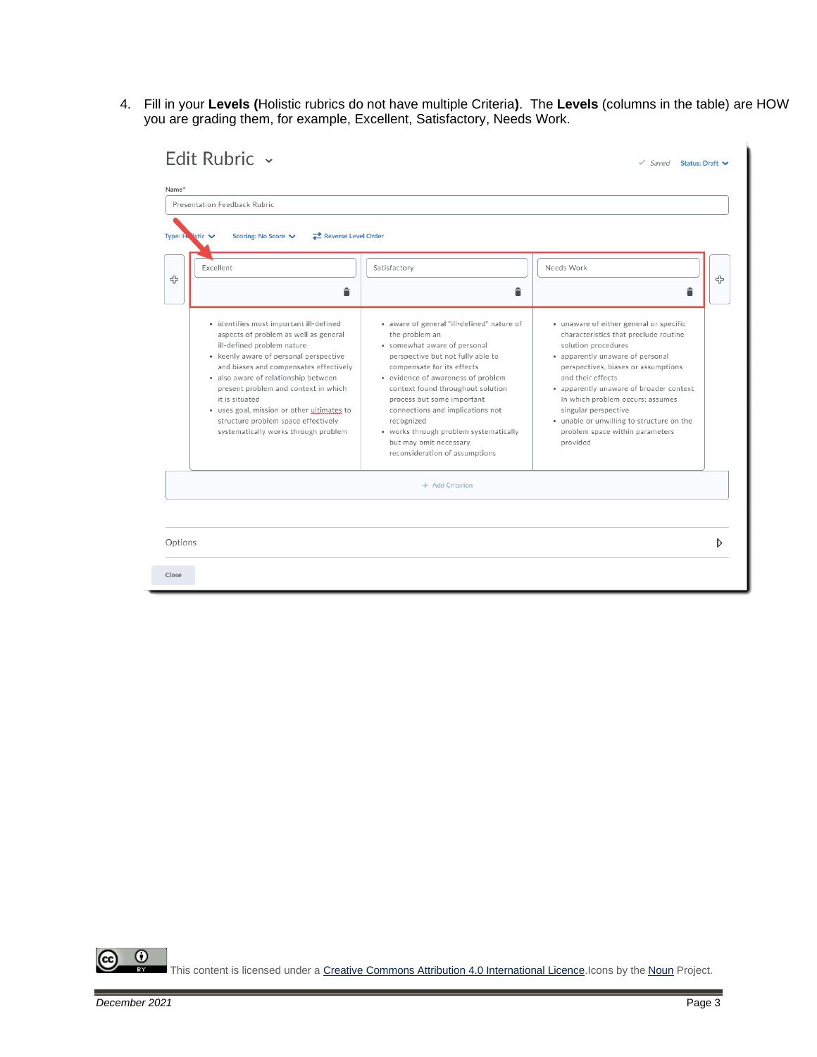4. Fill in your **Levels (**Holistic rubrics do not have multiple Criteria**)**. The **Levels** (columns in the table) are HOW you are grading them, for example, Excellent, Satisfactory, Needs Work.

Edit Rubric

Saved Status: Draft

Name*

Presentation Feedback Rubric

Type: Holistic Scoring: No Score Reverse Level Order

| Excellent | Satisfactory | Needs Work |
|---|---|---|
| • identifies most important ill-defined aspects of problem as well as general ill-defined problem nature<br>• keenly aware of personal perspective and biases and compensates effectively<br>• also aware of relationship between present problem and context in which it is situated<br>• uses goal, mission or other ultimates to structure problem space effectively systematically works through problem | • aware of general "ill-defined" nature of the problem an<br>• somewhat aware of personal perspective but not fully able to compensate for its effects<br>• evidence of awareness of problem context found throughout solution process but some important connections and implications not recognized<br>• works through problem systematically but may omit necessary reconsideration of assumptions | • unaware of either general or specific characteristics that preclude routine solution procedures<br>• apparently unaware of personal perspectives, biases or assumptions and their effects<br>• apparently unaware of broader context In which problem occurs; assumes singular perspective<br>• unable or unwilling to structure on the problem space within parameters provided |

+ Add Criterion

Options

Close

This content is licensed under a Creative Commons Attribution 4.0 International Licence. Icons by the Noun Project.

December 2021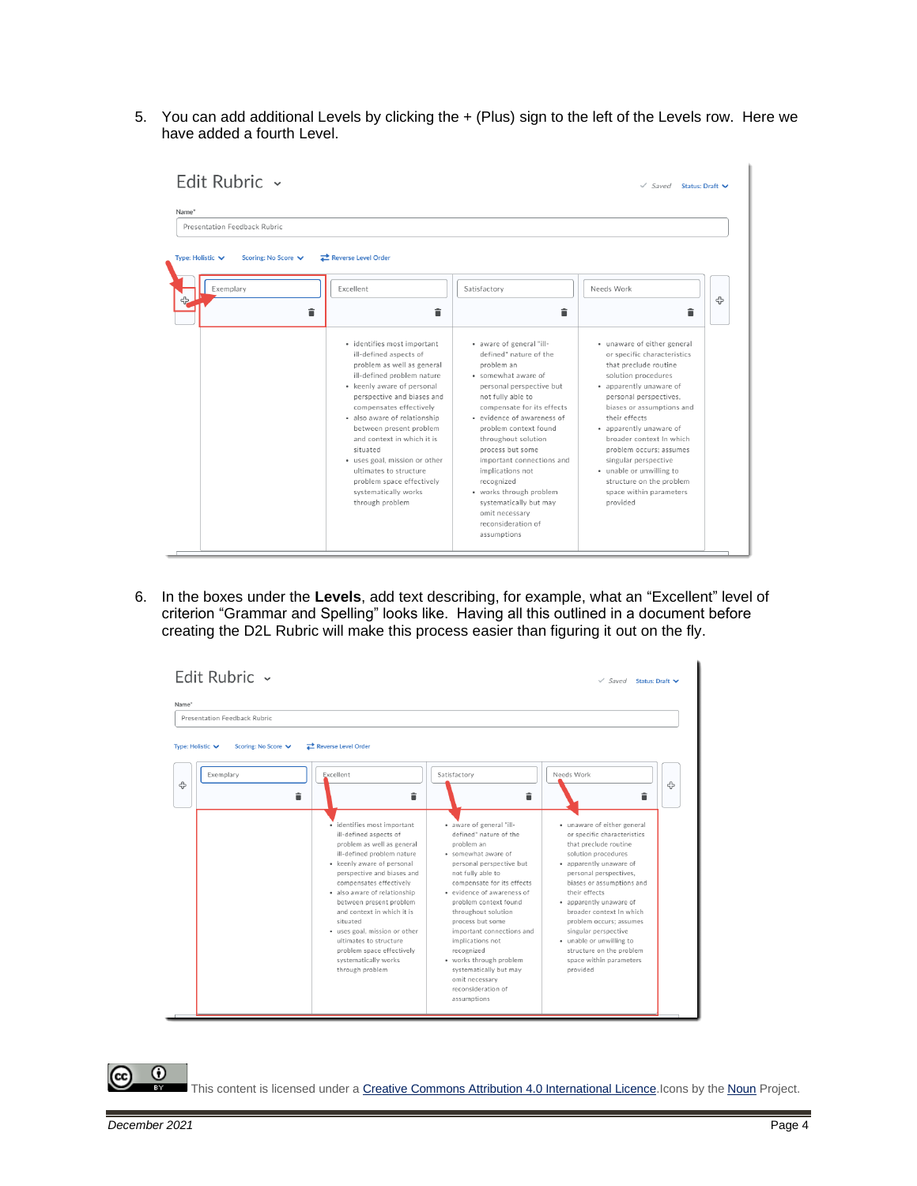5. You can add additional Levels by clicking the + (Plus) sign to the left of the Levels row. Here we have added a fourth Level.

6. In the boxes under the **Levels**, add text describing, for example, what an "Excellent" level of criterion "Grammar and Spelling" looks like. Having all this outlined in a document before creating the D2L Rubric will make this process easier than figuring it out on the fly.

This content is licensed under a Creative Commons Attribution 4.0 International Licence.Icons by the Noun Project.

December 2021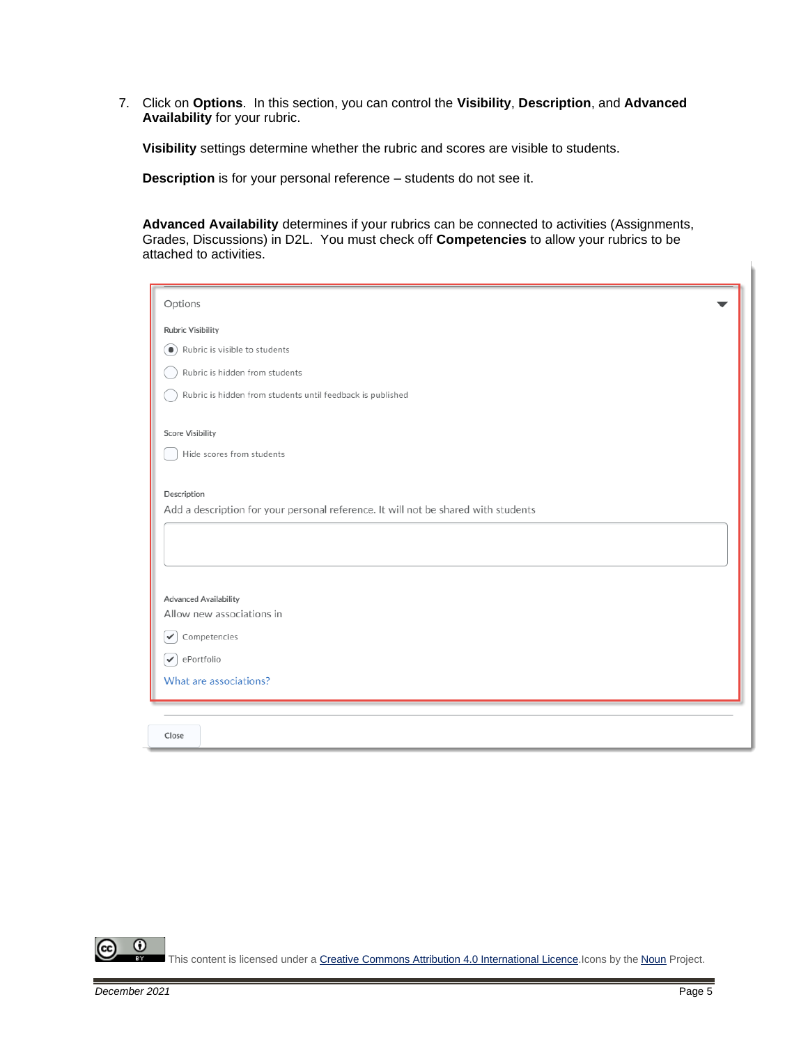7. Click on **Options**. In this section, you can control the **Visibility**, **Description**, and **Advanced Availability** for your rubric.

   **Visibility** settings determine whether the rubric and scores are visible to students.

   **Description** is for your personal reference – students do not see it.

   **Advanced Availability** determines if your rubrics can be connected to activities (Assignments, Grades, Discussions) in D2L. You must check off **Competencies** to allow your rubrics to be attached to activities.

Options

Rubric Visibility

- (●) Rubric is visible to students
- ( ) Rubric is hidden from students
- ( ) Rubric is hidden from students until feedback is published

Score Visibility

- [ ] Hide scores from students

Description

Add a description for your personal reference. It will not be shared with students

Advanced Availability

Allow new associations in

- [x] Competencies
- [x] ePortfolio

What are associations?

Close

This content is licensed under a Creative Commons Attribution 4.0 International Licence. Icons by the Noun Project.

December 2021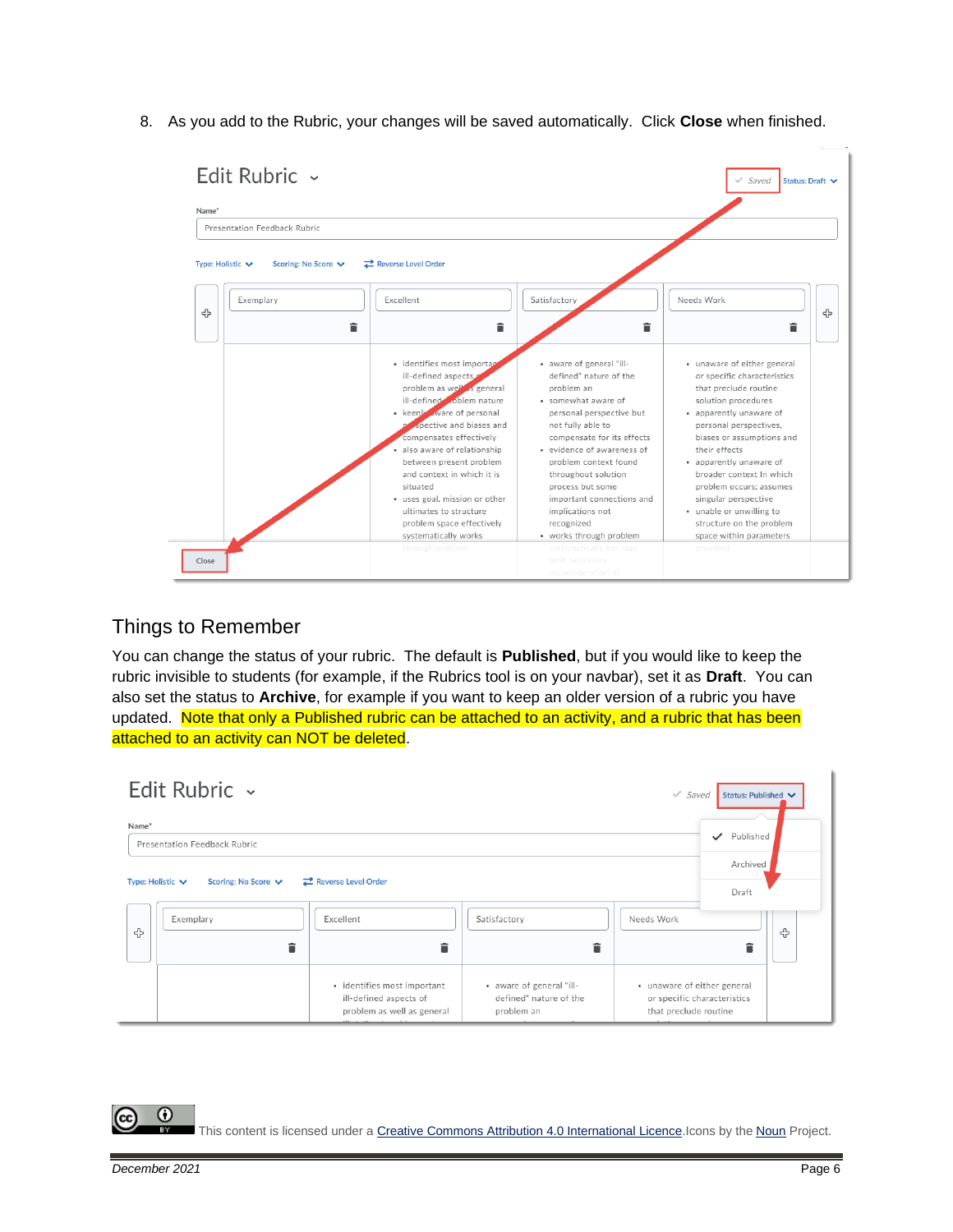8. As you add to the Rubric, your changes will be saved automatically. Click **Close** when finished.

## Things to Remember

You can change the status of your rubric. The default is **Published**, but if you would like to keep the rubric invisible to students (for example, if the Rubrics tool is on your navbar), set it as **Draft**. You can also set the status to **Archive**, for example if you want to keep an older version of a rubric you have updated. Note that only a Published rubric can be attached to an activity, and a rubric that has been attached to an activity can NOT be deleted.

This content is licensed under a Creative Commons Attribution 4.0 International Licence. Icons by the Noun Project.

*December 2021*